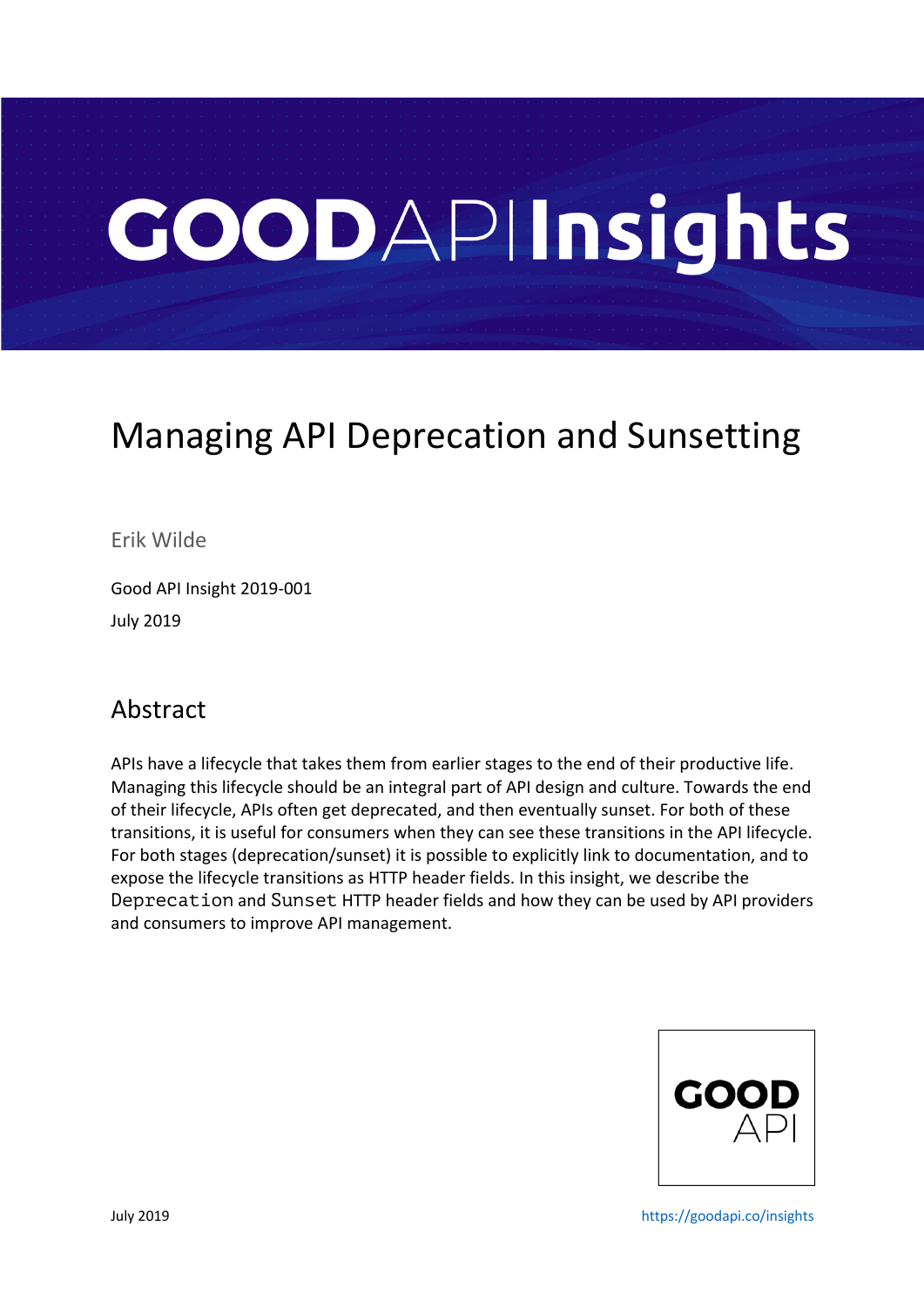# GOOD API Insights

## Managing API Deprecation and Sunsetting

Erik Wilde

Good API Insight 2019-001

July 2019

## Abstract

APIs have a lifecycle that takes them from earlier stages to the end of their productive life. Managing this lifecycle should be an integral part of API design and culture. Towards the end of their lifecycle, APIs often get deprecated, and then eventually sunset. For both of these transitions, it is useful for consumers when they can see these transitions in the API lifecycle. For both stages (deprecation/sunset) it is possible to explicitly link to documentation, and to expose the lifecycle transitions as HTTP header fields. In this insight, we describe the `Deprecation` and `Sunset` HTTP header fields and how they can be used by API providers and consumers to improve API management.

GOOD API

https://goodapi.co/insights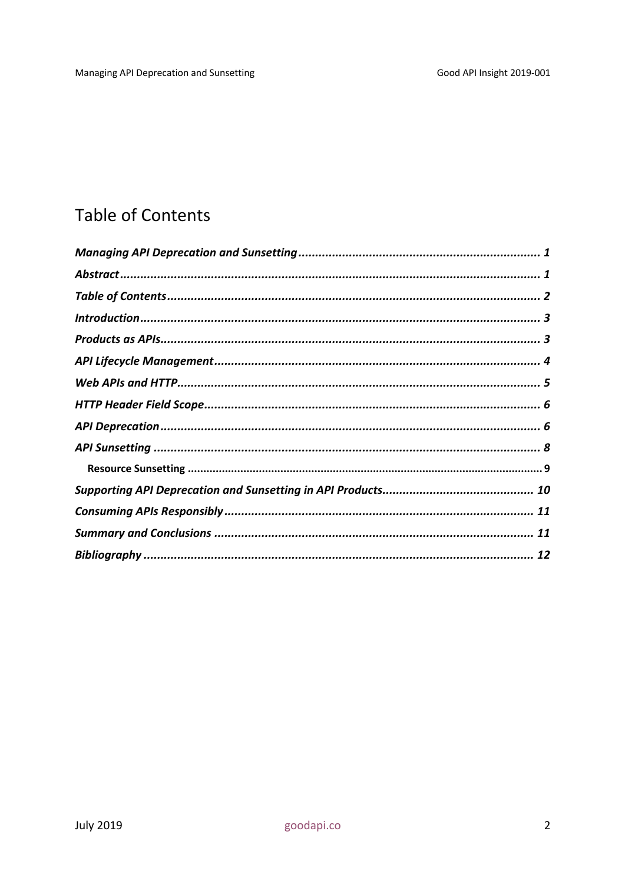## Table of Contents

*Managing API Deprecation and Sunsetting* ........................................ 1
*Abstract* ........................................ 1
*Table of Contents* ........................................ 2
*Introduction* ........................................ 3
*Products as APIs* ........................................ 3
*API Lifecycle Management* ........................................ 4
*Web APIs and HTTP* ........................................ 5
*HTTP Header Field Scope* ........................................ 6
*API Deprecation* ........................................ 6
*API Sunsetting* ........................................ 8
  **Resource Sunsetting** ........................................ 9
*Supporting API Deprecation and Sunsetting in API Products* ........................................ 10
*Consuming APIs Responsibly* ........................................ 11
*Summary and Conclusions* ........................................ 11
*Bibliography* ........................................ 12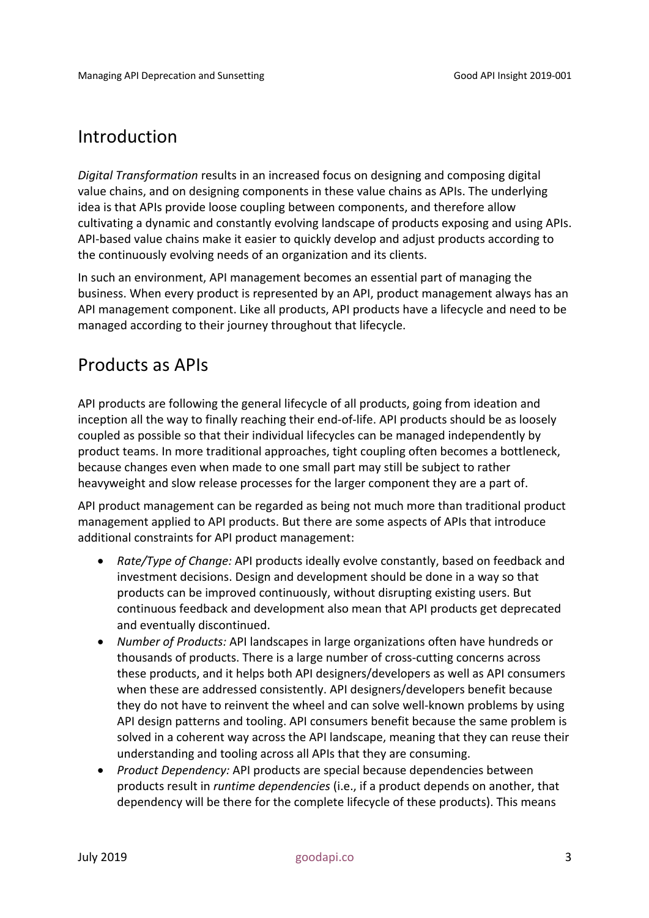## Introduction

*Digital Transformation* results in an increased focus on designing and composing digital value chains, and on designing components in these value chains as APIs. The underlying idea is that APIs provide loose coupling between components, and therefore allow cultivating a dynamic and constantly evolving landscape of products exposing and using APIs. API-based value chains make it easier to quickly develop and adjust products according to the continuously evolving needs of an organization and its clients.

In such an environment, API management becomes an essential part of managing the business. When every product is represented by an API, product management always has an API management component. Like all products, API products have a lifecycle and need to be managed according to their journey throughout that lifecycle.

## Products as APIs

API products are following the general lifecycle of all products, going from ideation and inception all the way to finally reaching their end-of-life. API products should be as loosely coupled as possible so that their individual lifecycles can be managed independently by product teams. In more traditional approaches, tight coupling often becomes a bottleneck, because changes even when made to one small part may still be subject to rather heavyweight and slow release processes for the larger component they are a part of.

API product management can be regarded as being not much more than traditional product management applied to API products. But there are some aspects of APIs that introduce additional constraints for API product management:

- *Rate/Type of Change:* API products ideally evolve constantly, based on feedback and investment decisions. Design and development should be done in a way so that products can be improved continuously, without disrupting existing users. But continuous feedback and development also mean that API products get deprecated and eventually discontinued.
- *Number of Products:* API landscapes in large organizations often have hundreds or thousands of products. There is a large number of cross-cutting concerns across these products, and it helps both API designers/developers as well as API consumers when these are addressed consistently. API designers/developers benefit because they do not have to reinvent the wheel and can solve well-known problems by using API design patterns and tooling. API consumers benefit because the same problem is solved in a coherent way across the API landscape, meaning that they can reuse their understanding and tooling across all APIs that they are consuming.
- *Product Dependency:* API products are special because dependencies between products result in *runtime dependencies* (i.e., if a product depends on another, that dependency will be there for the complete lifecycle of these products). This means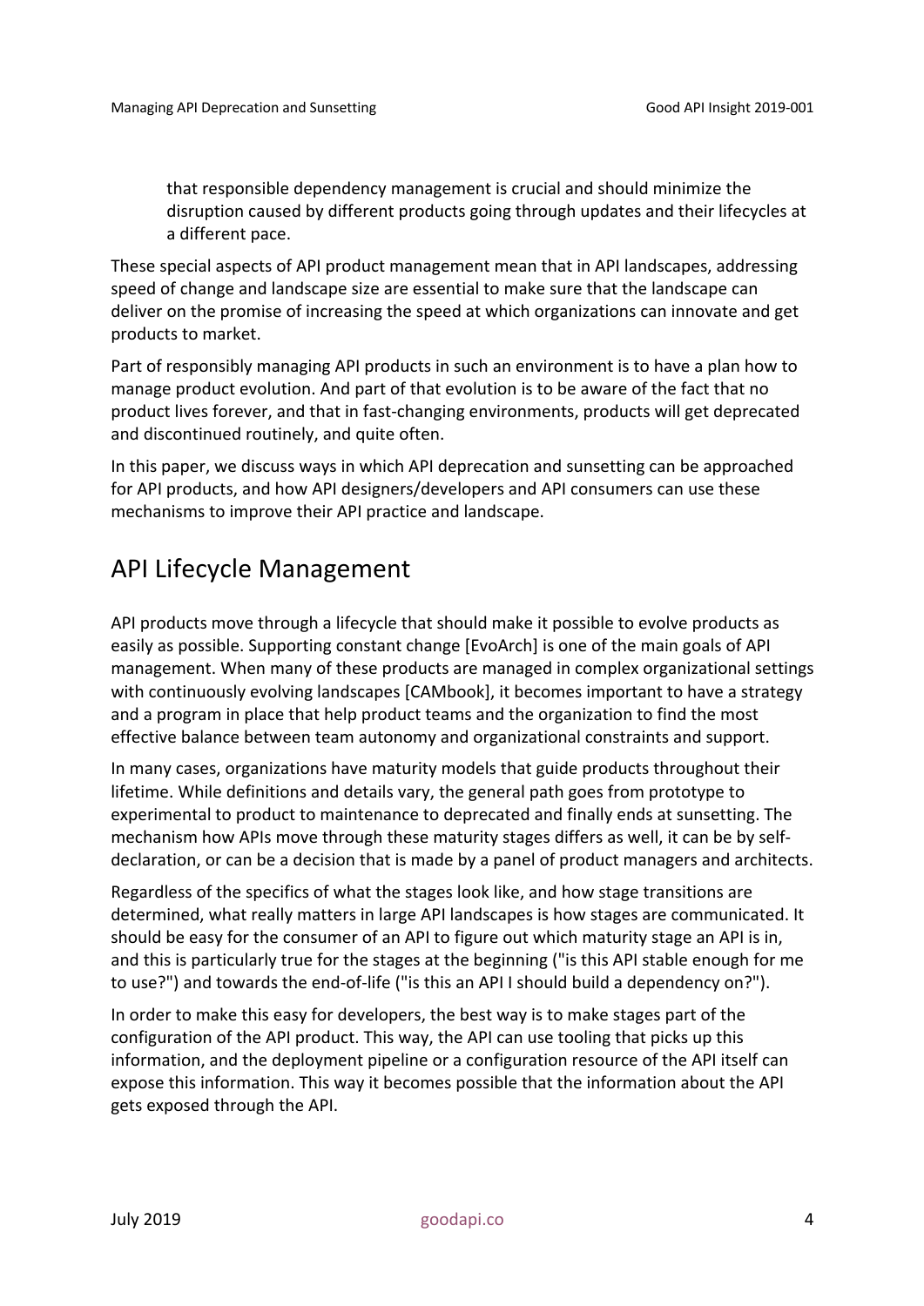that responsible dependency management is crucial and should minimize the disruption caused by different products going through updates and their lifecycles at a different pace.

These special aspects of API product management mean that in API landscapes, addressing speed of change and landscape size are essential to make sure that the landscape can deliver on the promise of increasing the speed at which organizations can innovate and get products to market.

Part of responsibly managing API products in such an environment is to have a plan how to manage product evolution. And part of that evolution is to be aware of the fact that no product lives forever, and that in fast-changing environments, products will get deprecated and discontinued routinely, and quite often.

In this paper, we discuss ways in which API deprecation and sunsetting can be approached for API products, and how API designers/developers and API consumers can use these mechanisms to improve their API practice and landscape.

## API Lifecycle Management

API products move through a lifecycle that should make it possible to evolve products as easily as possible. Supporting constant change [EvoArch] is one of the main goals of API management. When many of these products are managed in complex organizational settings with continuously evolving landscapes [CAMbook], it becomes important to have a strategy and a program in place that help product teams and the organization to find the most effective balance between team autonomy and organizational constraints and support.

In many cases, organizations have maturity models that guide products throughout their lifetime. While definitions and details vary, the general path goes from prototype to experimental to product to maintenance to deprecated and finally ends at sunsetting. The mechanism how APIs move through these maturity stages differs as well, it can be by self-declaration, or can be a decision that is made by a panel of product managers and architects.

Regardless of the specifics of what the stages look like, and how stage transitions are determined, what really matters in large API landscapes is how stages are communicated. It should be easy for the consumer of an API to figure out which maturity stage an API is in, and this is particularly true for the stages at the beginning ("is this API stable enough for me to use?") and towards the end-of-life ("is this an API I should build a dependency on?").

In order to make this easy for developers, the best way is to make stages part of the configuration of the API product. This way, the API can use tooling that picks up this information, and the deployment pipeline or a configuration resource of the API itself can expose this information. This way it becomes possible that the information about the API gets exposed through the API.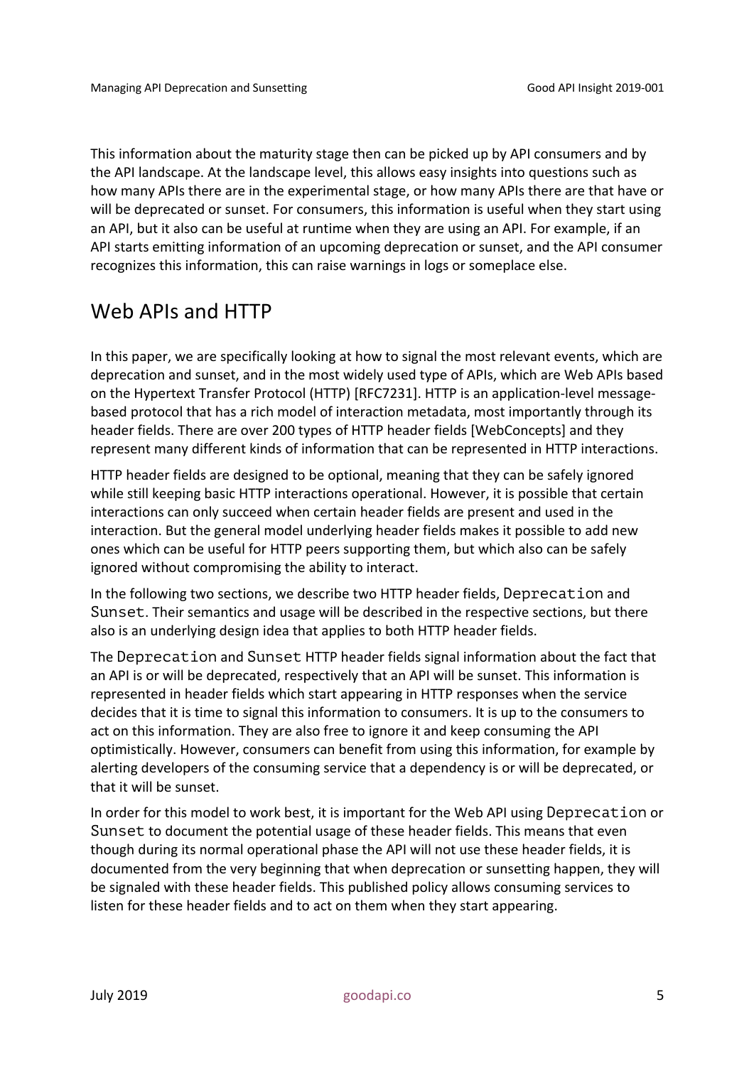This information about the maturity stage then can be picked up by API consumers and by the API landscape. At the landscape level, this allows easy insights into questions such as how many APIs there are in the experimental stage, or how many APIs there are that have or will be deprecated or sunset. For consumers, this information is useful when they start using an API, but it also can be useful at runtime when they are using an API. For example, if an API starts emitting information of an upcoming deprecation or sunset, and the API consumer recognizes this information, this can raise warnings in logs or someplace else.

## Web APIs and HTTP

In this paper, we are specifically looking at how to signal the most relevant events, which are deprecation and sunset, and in the most widely used type of APIs, which are Web APIs based on the Hypertext Transfer Protocol (HTTP) [RFC7231]. HTTP is an application-level message-based protocol that has a rich model of interaction metadata, most importantly through its header fields. There are over 200 types of HTTP header fields [WebConcepts] and they represent many different kinds of information that can be represented in HTTP interactions.

HTTP header fields are designed to be optional, meaning that they can be safely ignored while still keeping basic HTTP interactions operational. However, it is possible that certain interactions can only succeed when certain header fields are present and used in the interaction. But the general model underlying header fields makes it possible to add new ones which can be useful for HTTP peers supporting them, but which also can be safely ignored without compromising the ability to interact.

In the following two sections, we describe two HTTP header fields, `Deprecation` and `Sunset`. Their semantics and usage will be described in the respective sections, but there also is an underlying design idea that applies to both HTTP header fields.

The `Deprecation` and `Sunset` HTTP header fields signal information about the fact that an API is or will be deprecated, respectively that an API will be sunset. This information is represented in header fields which start appearing in HTTP responses when the service decides that it is time to signal this information to consumers. It is up to the consumers to act on this information. They are also free to ignore it and keep consuming the API optimistically. However, consumers can benefit from using this information, for example by alerting developers of the consuming service that a dependency is or will be deprecated, or that it will be sunset.

In order for this model to work best, it is important for the Web API using `Deprecation` or `Sunset` to document the potential usage of these header fields. This means that even though during its normal operational phase the API will not use these header fields, it is documented from the very beginning that when deprecation or sunsetting happen, they will be signaled with these header fields. This published policy allows consuming services to listen for these header fields and to act on them when they start appearing.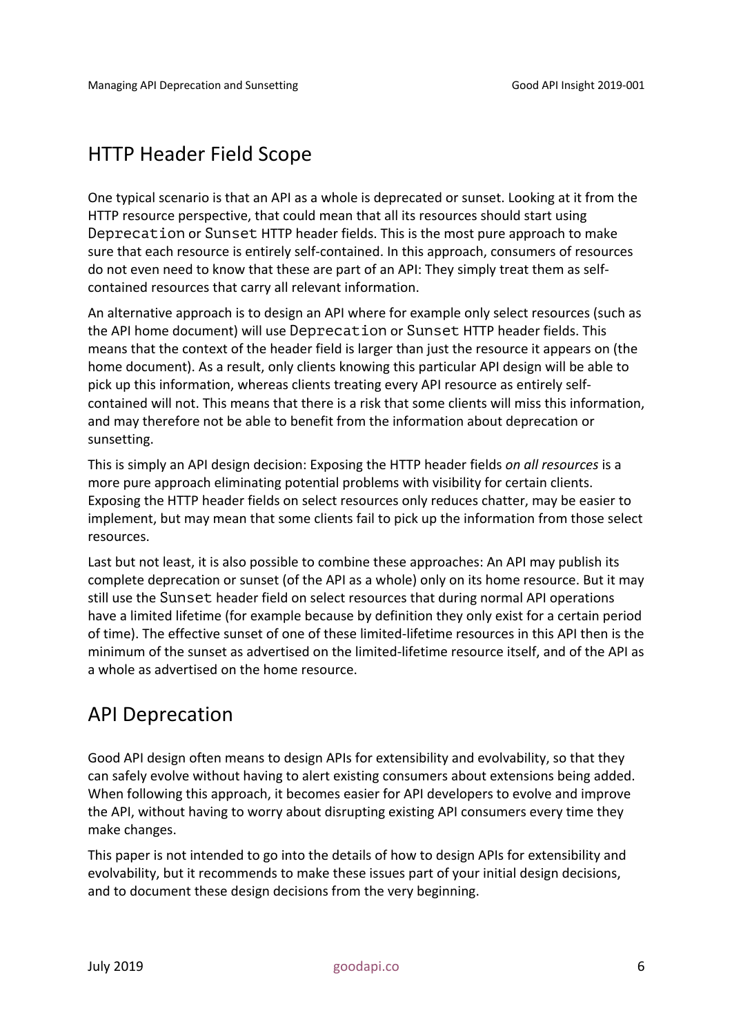## HTTP Header Field Scope

One typical scenario is that an API as a whole is deprecated or sunset. Looking at it from the HTTP resource perspective, that could mean that all its resources should start using `Deprecation` or `Sunset` HTTP header fields. This is the most pure approach to make sure that each resource is entirely self-contained. In this approach, consumers of resources do not even need to know that these are part of an API: They simply treat them as self-contained resources that carry all relevant information.

An alternative approach is to design an API where for example only select resources (such as the API home document) will use `Deprecation` or `Sunset` HTTP header fields. This means that the context of the header field is larger than just the resource it appears on (the home document). As a result, only clients knowing this particular API design will be able to pick up this information, whereas clients treating every API resource as entirely self-contained will not. This means that there is a risk that some clients will miss this information, and may therefore not be able to benefit from the information about deprecation or sunsetting.

This is simply an API design decision: Exposing the HTTP header fields *on all resources* is a more pure approach eliminating potential problems with visibility for certain clients. Exposing the HTTP header fields on select resources only reduces chatter, may be easier to implement, but may mean that some clients fail to pick up the information from those select resources.

Last but not least, it is also possible to combine these approaches: An API may publish its complete deprecation or sunset (of the API as a whole) only on its home resource. But it may still use the `Sunset` header field on select resources that during normal API operations have a limited lifetime (for example because by definition they only exist for a certain period of time). The effective sunset of one of these limited-lifetime resources in this API then is the minimum of the sunset as advertised on the limited-lifetime resource itself, and of the API as a whole as advertised on the home resource.

## API Deprecation

Good API design often means to design APIs for extensibility and evolvability, so that they can safely evolve without having to alert existing consumers about extensions being added. When following this approach, it becomes easier for API developers to evolve and improve the API, without having to worry about disrupting existing API consumers every time they make changes.

This paper is not intended to go into the details of how to design APIs for extensibility and evolvability, but it recommends to make these issues part of your initial design decisions, and to document these design decisions from the very beginning.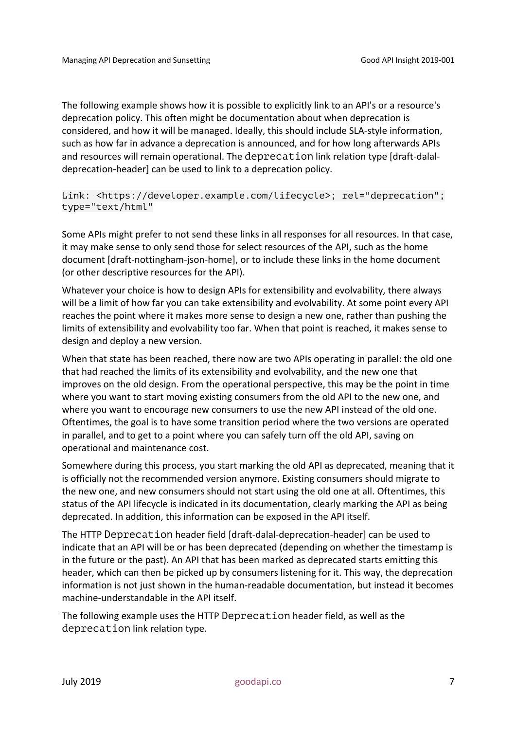The following example shows how it is possible to explicitly link to an API's or a resource's deprecation policy. This often might be documentation about when deprecation is considered, and how it will be managed. Ideally, this should include SLA-style information, such as how far in advance a deprecation is announced, and for how long afterwards APIs and resources will remain operational. The `deprecation` link relation type [draft-dalal-deprecation-header] can be used to link to a deprecation policy.

```
Link: <https://developer.example.com/lifecycle>; rel="deprecation";
type="text/html"
```

Some APIs might prefer to not send these links in all responses for all resources. In that case, it may make sense to only send those for select resources of the API, such as the home document [draft-nottingham-json-home], or to include these links in the home document (or other descriptive resources for the API).

Whatever your choice is how to design APIs for extensibility and evolvability, there always will be a limit of how far you can take extensibility and evolvability. At some point every API reaches the point where it makes more sense to design a new one, rather than pushing the limits of extensibility and evolvability too far. When that point is reached, it makes sense to design and deploy a new version.

When that state has been reached, there now are two APIs operating in parallel: the old one that had reached the limits of its extensibility and evolvability, and the new one that improves on the old design. From the operational perspective, this may be the point in time where you want to start moving existing consumers from the old API to the new one, and where you want to encourage new consumers to use the new API instead of the old one. Oftentimes, the goal is to have some transition period where the two versions are operated in parallel, and to get to a point where you can safely turn off the old API, saving on operational and maintenance cost.

Somewhere during this process, you start marking the old API as deprecated, meaning that it is officially not the recommended version anymore. Existing consumers should migrate to the new one, and new consumers should not start using the old one at all. Oftentimes, this status of the API lifecycle is indicated in its documentation, clearly marking the API as being deprecated. In addition, this information can be exposed in the API itself.

The HTTP `Deprecation` header field [draft-dalal-deprecation-header] can be used to indicate that an API will be or has been deprecated (depending on whether the timestamp is in the future or the past). An API that has been marked as deprecated starts emitting this header, which can then be picked up by consumers listening for it. This way, the deprecation information is not just shown in the human-readable documentation, but instead it becomes machine-understandable in the API itself.

The following example uses the HTTP `Deprecation` header field, as well as the `deprecation` link relation type.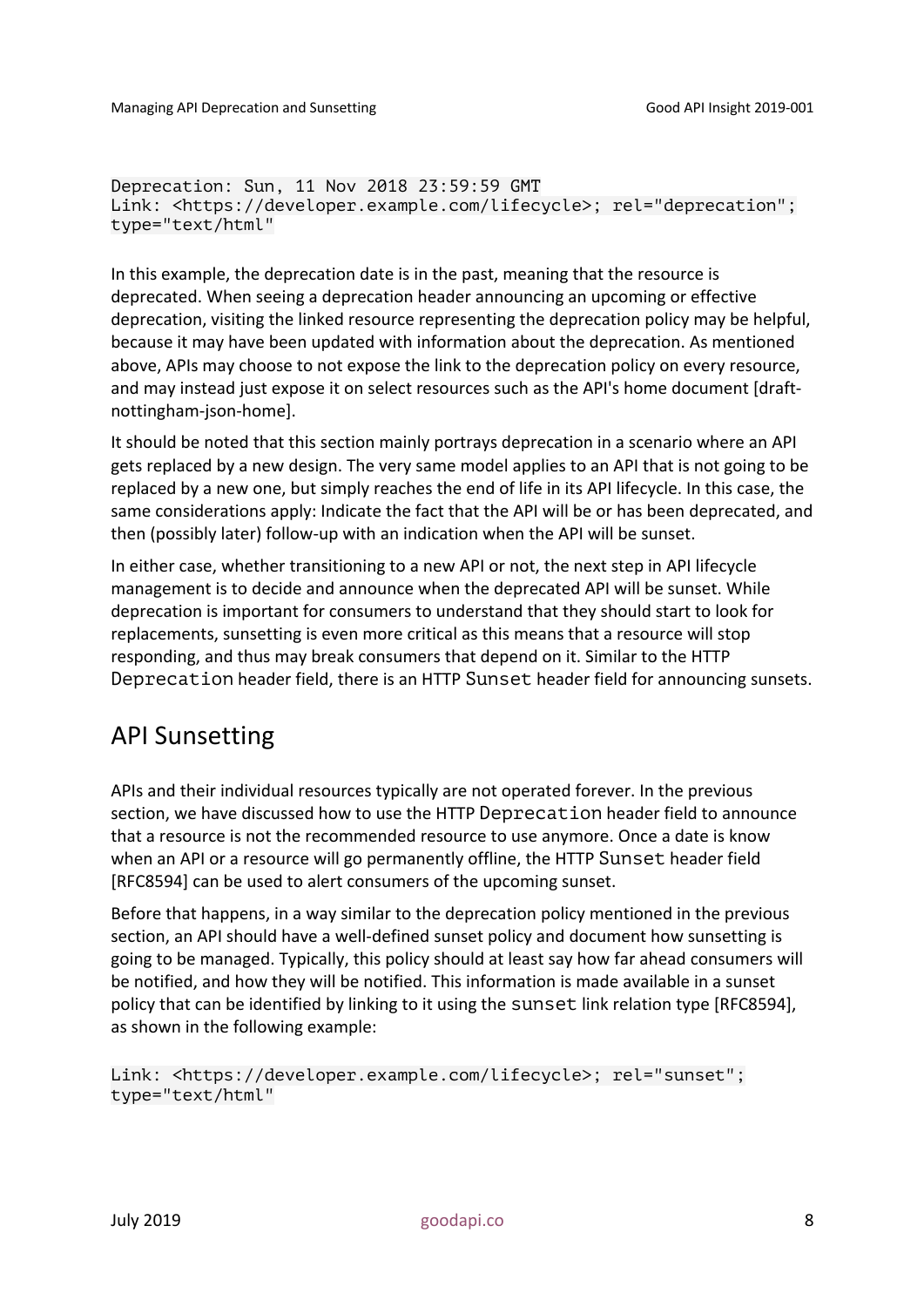```
Deprecation: Sun, 11 Nov 2018 23:59:59 GMT
Link: <https://developer.example.com/lifecycle>; rel="deprecation";
type="text/html"
```

In this example, the deprecation date is in the past, meaning that the resource is deprecated. When seeing a deprecation header announcing an upcoming or effective deprecation, visiting the linked resource representing the deprecation policy may be helpful, because it may have been updated with information about the deprecation. As mentioned above, APIs may choose to not expose the link to the deprecation policy on every resource, and may instead just expose it on select resources such as the API's home document [draft-nottingham-json-home].

It should be noted that this section mainly portrays deprecation in a scenario where an API gets replaced by a new design. The very same model applies to an API that is not going to be replaced by a new one, but simply reaches the end of life in its API lifecycle. In this case, the same considerations apply: Indicate the fact that the API will be or has been deprecated, and then (possibly later) follow-up with an indication when the API will be sunset.

In either case, whether transitioning to a new API or not, the next step in API lifecycle management is to decide and announce when the deprecated API will be sunset. While deprecation is important for consumers to understand that they should start to look for replacements, sunsetting is even more critical as this means that a resource will stop responding, and thus may break consumers that depend on it. Similar to the HTTP `Deprecation` header field, there is an HTTP `Sunset` header field for announcing sunsets.

## API Sunsetting

APIs and their individual resources typically are not operated forever. In the previous section, we have discussed how to use the HTTP `Deprecation` header field to announce that a resource is not the recommended resource to use anymore. Once a date is know when an API or a resource will go permanently offline, the HTTP `Sunset` header field [RFC8594] can be used to alert consumers of the upcoming sunset.

Before that happens, in a way similar to the deprecation policy mentioned in the previous section, an API should have a well-defined sunset policy and document how sunsetting is going to be managed. Typically, this policy should at least say how far ahead consumers will be notified, and how they will be notified. This information is made available in a sunset policy that can be identified by linking to it using the `sunset` link relation type [RFC8594], as shown in the following example:

```
Link: <https://developer.example.com/lifecycle>; rel="sunset";
type="text/html"
```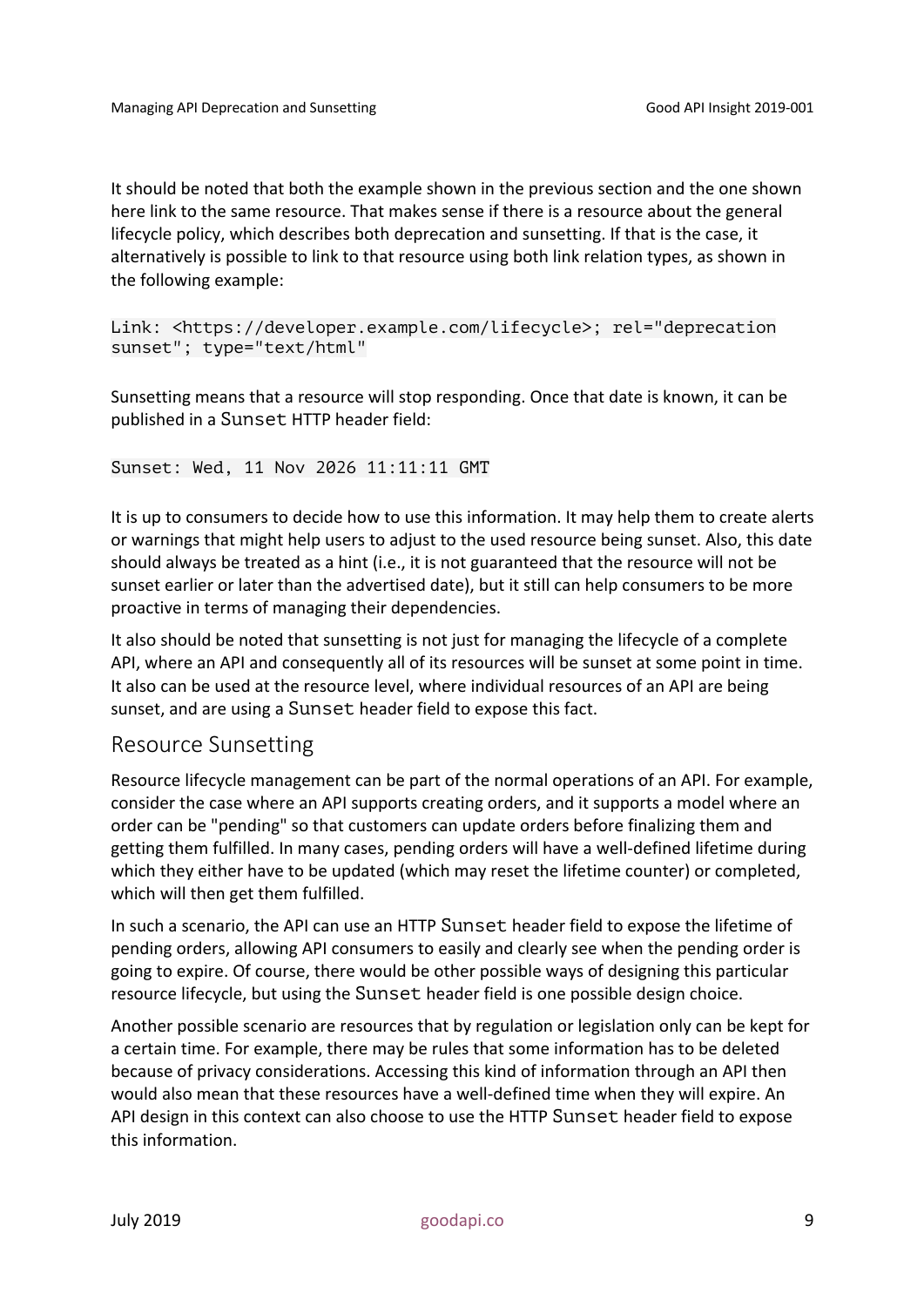It should be noted that both the example shown in the previous section and the one shown here link to the same resource. That makes sense if there is a resource about the general lifecycle policy, which describes both deprecation and sunsetting. If that is the case, it alternatively is possible to link to that resource using both link relation types, as shown in the following example:

```
Link: <https://developer.example.com/lifecycle>; rel="deprecation sunset"; type="text/html"
```

Sunsetting means that a resource will stop responding. Once that date is known, it can be published in a `Sunset` HTTP header field:

```
Sunset: Wed, 11 Nov 2026 11:11:11 GMT
```

It is up to consumers to decide how to use this information. It may help them to create alerts or warnings that might help users to adjust to the used resource being sunset. Also, this date should always be treated as a hint (i.e., it is not guaranteed that the resource will not be sunset earlier or later than the advertised date), but it still can help consumers to be more proactive in terms of managing their dependencies.

It also should be noted that sunsetting is not just for managing the lifecycle of a complete API, where an API and consequently all of its resources will be sunset at some point in time. It also can be used at the resource level, where individual resources of an API are being sunset, and are using a `Sunset` header field to expose this fact.

## Resource Sunsetting

Resource lifecycle management can be part of the normal operations of an API. For example, consider the case where an API supports creating orders, and it supports a model where an order can be "pending" so that customers can update orders before finalizing them and getting them fulfilled. In many cases, pending orders will have a well-defined lifetime during which they either have to be updated (which may reset the lifetime counter) or completed, which will then get them fulfilled.

In such a scenario, the API can use an HTTP `Sunset` header field to expose the lifetime of pending orders, allowing API consumers to easily and clearly see when the pending order is going to expire. Of course, there would be other possible ways of designing this particular resource lifecycle, but using the `Sunset` header field is one possible design choice.

Another possible scenario are resources that by regulation or legislation only can be kept for a certain time. For example, there may be rules that some information has to be deleted because of privacy considerations. Accessing this kind of information through an API then would also mean that these resources have a well-defined time when they will expire. An API design in this context can also choose to use the HTTP `Sunset` header field to expose this information.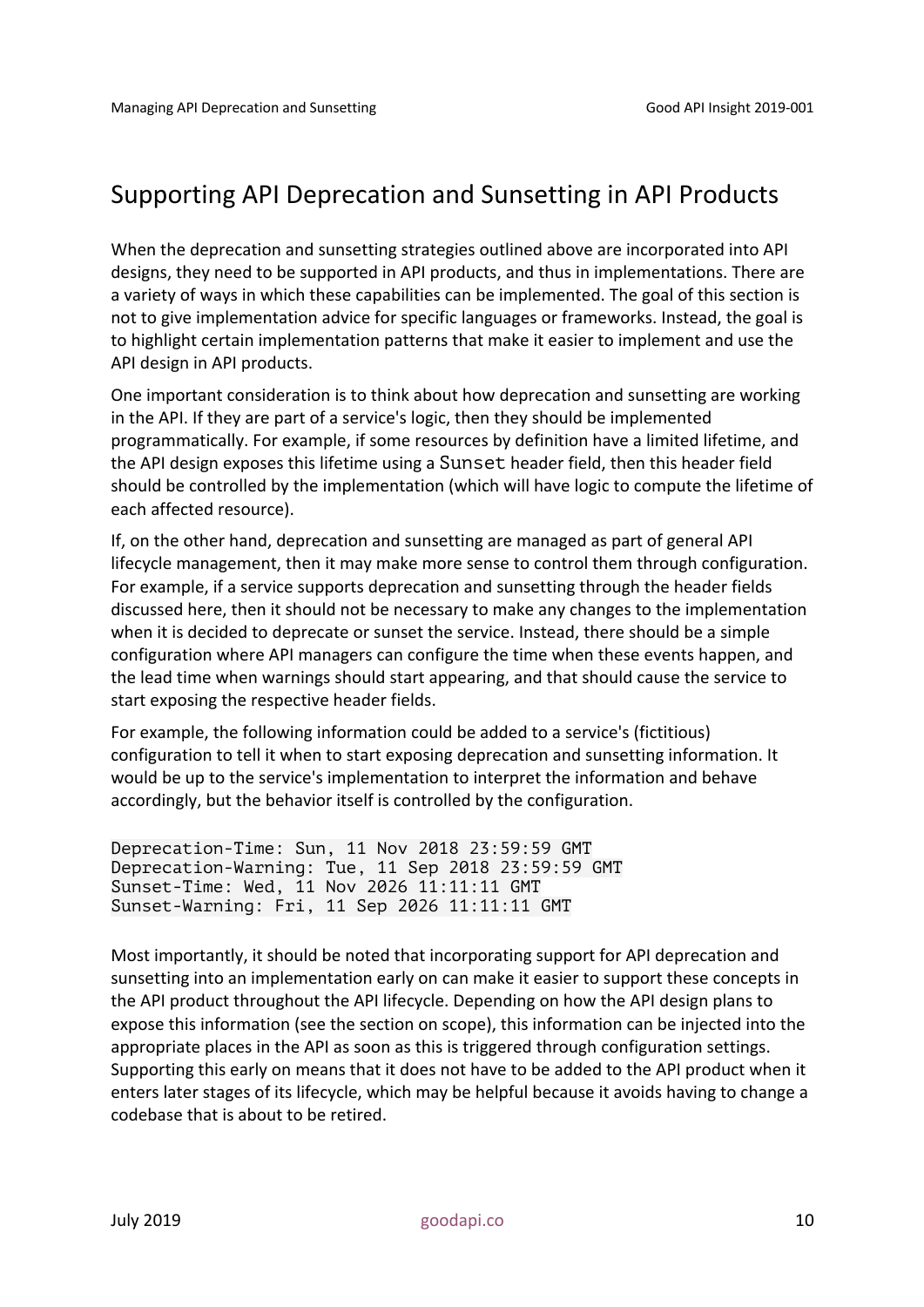## Supporting API Deprecation and Sunsetting in API Products

When the deprecation and sunsetting strategies outlined above are incorporated into API designs, they need to be supported in API products, and thus in implementations. There are a variety of ways in which these capabilities can be implemented. The goal of this section is not to give implementation advice for specific languages or frameworks. Instead, the goal is to highlight certain implementation patterns that make it easier to implement and use the API design in API products.

One important consideration is to think about how deprecation and sunsetting are working in the API. If they are part of a service's logic, then they should be implemented programmatically. For example, if some resources by definition have a limited lifetime, and the API design exposes this lifetime using a `Sunset` header field, then this header field should be controlled by the implementation (which will have logic to compute the lifetime of each affected resource).

If, on the other hand, deprecation and sunsetting are managed as part of general API lifecycle management, then it may make more sense to control them through configuration. For example, if a service supports deprecation and sunsetting through the header fields discussed here, then it should not be necessary to make any changes to the implementation when it is decided to deprecate or sunset the service. Instead, there should be a simple configuration where API managers can configure the time when these events happen, and the lead time when warnings should start appearing, and that should cause the service to start exposing the respective header fields.

For example, the following information could be added to a service's (fictitious) configuration to tell it when to start exposing deprecation and sunsetting information. It would be up to the service's implementation to interpret the information and behave accordingly, but the behavior itself is controlled by the configuration.

```
Deprecation-Time: Sun, 11 Nov 2018 23:59:59 GMT
Deprecation-Warning: Tue, 11 Sep 2018 23:59:59 GMT
Sunset-Time: Wed, 11 Nov 2026 11:11:11 GMT
Sunset-Warning: Fri, 11 Sep 2026 11:11:11 GMT
```

Most importantly, it should be noted that incorporating support for API deprecation and sunsetting into an implementation early on can make it easier to support these concepts in the API product throughout the API lifecycle. Depending on how the API design plans to expose this information (see the section on scope), this information can be injected into the appropriate places in the API as soon as this is triggered through configuration settings. Supporting this early on means that it does not have to be added to the API product when it enters later stages of its lifecycle, which may be helpful because it avoids having to change a codebase that is about to be retired.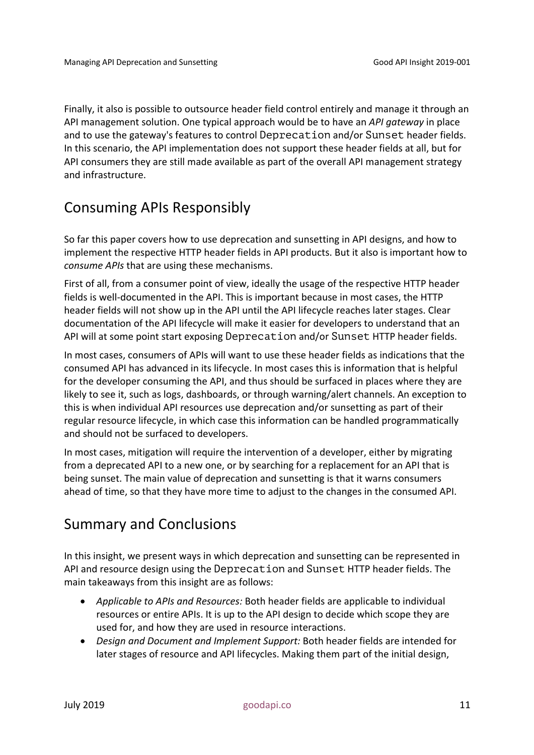Finally, it also is possible to outsource header field control entirely and manage it through an API management solution. One typical approach would be to have an *API gateway* in place and to use the gateway's features to control `Deprecation` and/or `Sunset` header fields. In this scenario, the API implementation does not support these header fields at all, but for API consumers they are still made available as part of the overall API management strategy and infrastructure.

## Consuming APIs Responsibly

So far this paper covers how to use deprecation and sunsetting in API designs, and how to implement the respective HTTP header fields in API products. But it also is important how to *consume APIs* that are using these mechanisms.

First of all, from a consumer point of view, ideally the usage of the respective HTTP header fields is well-documented in the API. This is important because in most cases, the HTTP header fields will not show up in the API until the API lifecycle reaches later stages. Clear documentation of the API lifecycle will make it easier for developers to understand that an API will at some point start exposing `Deprecation` and/or `Sunset` HTTP header fields.

In most cases, consumers of APIs will want to use these header fields as indications that the consumed API has advanced in its lifecycle. In most cases this is information that is helpful for the developer consuming the API, and thus should be surfaced in places where they are likely to see it, such as logs, dashboards, or through warning/alert channels. An exception to this is when individual API resources use deprecation and/or sunsetting as part of their regular resource lifecycle, in which case this information can be handled programmatically and should not be surfaced to developers.

In most cases, mitigation will require the intervention of a developer, either by migrating from a deprecated API to a new one, or by searching for a replacement for an API that is being sunset. The main value of deprecation and sunsetting is that it warns consumers ahead of time, so that they have more time to adjust to the changes in the consumed API.

## Summary and Conclusions

In this insight, we present ways in which deprecation and sunsetting can be represented in API and resource design using the `Deprecation` and `Sunset` HTTP header fields. The main takeaways from this insight are as follows:

- *Applicable to APIs and Resources:* Both header fields are applicable to individual resources or entire APIs. It is up to the API design to decide which scope they are used for, and how they are used in resource interactions.
- *Design and Document and Implement Support:* Both header fields are intended for later stages of resource and API lifecycles. Making them part of the initial design,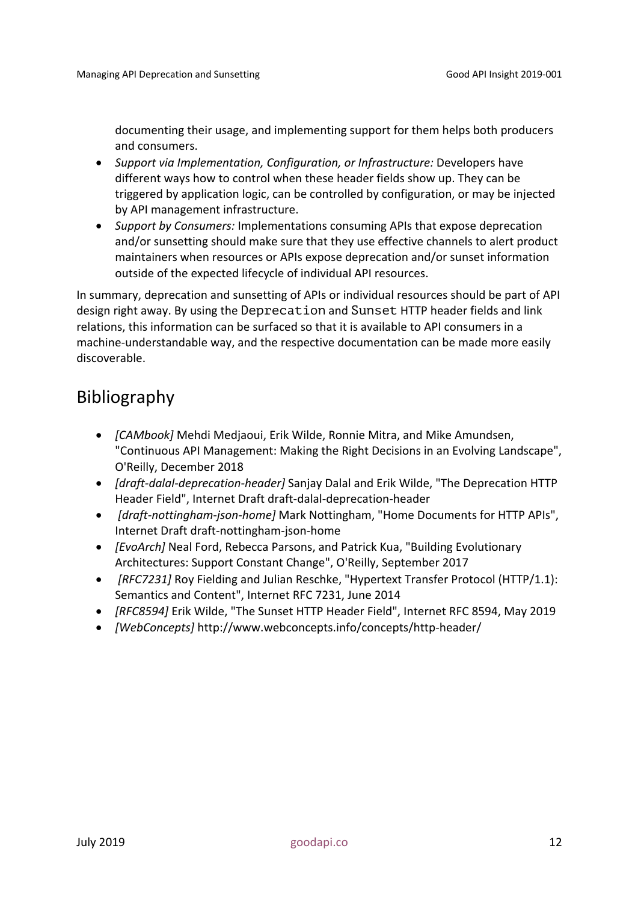documenting their usage, and implementing support for them helps both producers and consumers.

- *Support via Implementation, Configuration, or Infrastructure:* Developers have different ways how to control when these header fields show up. They can be triggered by application logic, can be controlled by configuration, or may be injected by API management infrastructure.
- *Support by Consumers:* Implementations consuming APIs that expose deprecation and/or sunsetting should make sure that they use effective channels to alert product maintainers when resources or APIs expose deprecation and/or sunset information outside of the expected lifecycle of individual API resources.

In summary, deprecation and sunsetting of APIs or individual resources should be part of API design right away. By using the `Deprecation` and `Sunset` HTTP header fields and link relations, this information can be surfaced so that it is available to API consumers in a machine-understandable way, and the respective documentation can be made more easily discoverable.

## Bibliography

- *[CAMbook]* Mehdi Medjaoui, Erik Wilde, Ronnie Mitra, and Mike Amundsen, "Continuous API Management: Making the Right Decisions in an Evolving Landscape", O'Reilly, December 2018
- *[draft-dalal-deprecation-header]* Sanjay Dalal and Erik Wilde, "The Deprecation HTTP Header Field", Internet Draft draft-dalal-deprecation-header
- *[draft-nottingham-json-home]* Mark Nottingham, "Home Documents for HTTP APIs", Internet Draft draft-nottingham-json-home
- *[EvoArch]* Neal Ford, Rebecca Parsons, and Patrick Kua, "Building Evolutionary Architectures: Support Constant Change", O'Reilly, September 2017
- *[RFC7231]* Roy Fielding and Julian Reschke, "Hypertext Transfer Protocol (HTTP/1.1): Semantics and Content", Internet RFC 7231, June 2014
- *[RFC8594]* Erik Wilde, "The Sunset HTTP Header Field", Internet RFC 8594, May 2019
- *[WebConcepts]* http://www.webconcepts.info/concepts/http-header/